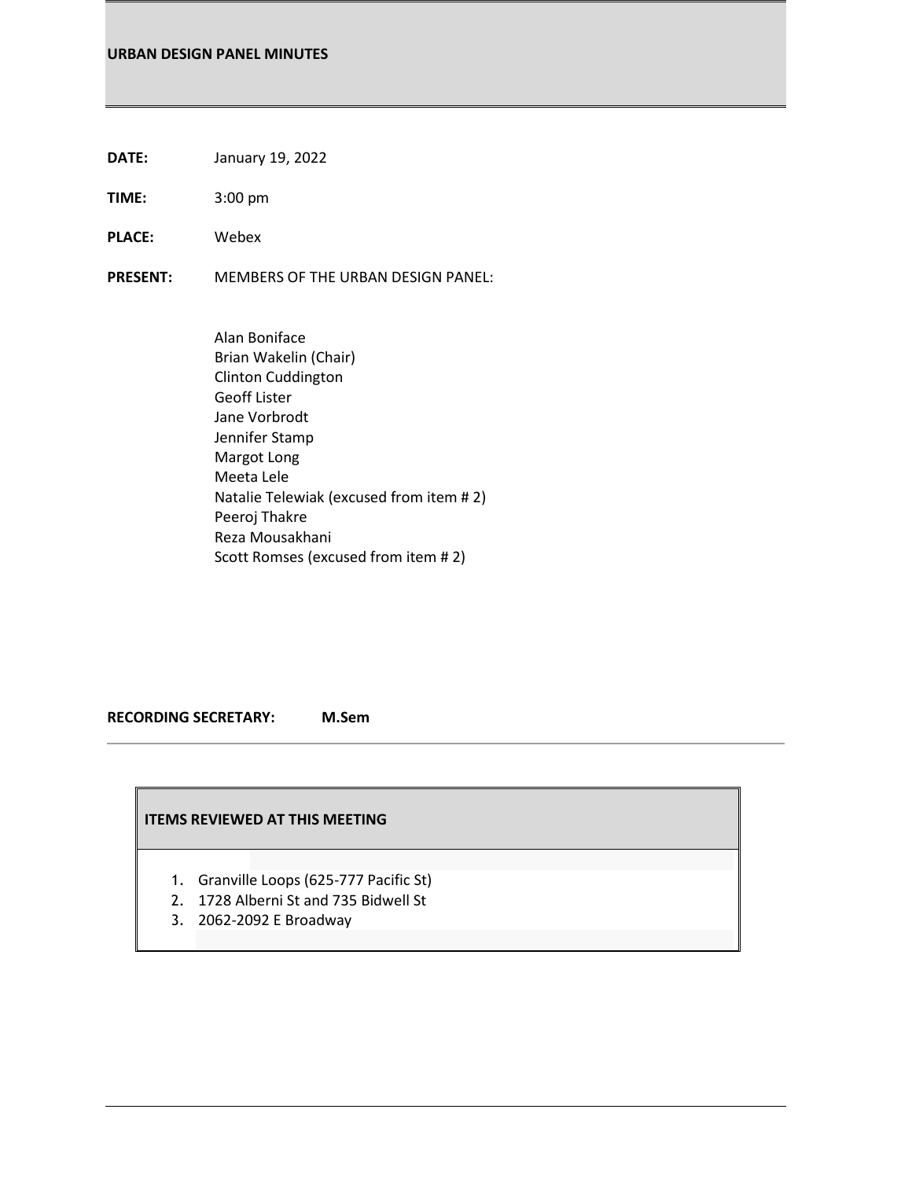# URBAN DESIGN PANEL MINUTES

**DATE:** January 19, 2022

**TIME:** 3:00 pm

**PLACE:** Webex

**PRESENT:** MEMBERS OF THE URBAN DESIGN PANEL:

Alan Boniface
Brian Wakelin (Chair)
Clinton Cuddington
Geoff Lister
Jane Vorbrodt
Jennifer Stamp
Margot Long
Meeta Lele
Natalie Telewiak (excused from item # 2)
Peeroj Thakre
Reza Mousakhani
Scott Romses (excused from item # 2)

**RECORDING SECRETARY:** **M.Sem**

---

**ITEMS REVIEWED AT THIS MEETING**

1. Granville Loops (625-777 Pacific St)
2. 1728 Alberni St and 735 Bidwell St
3. 2062-2092 E Broadway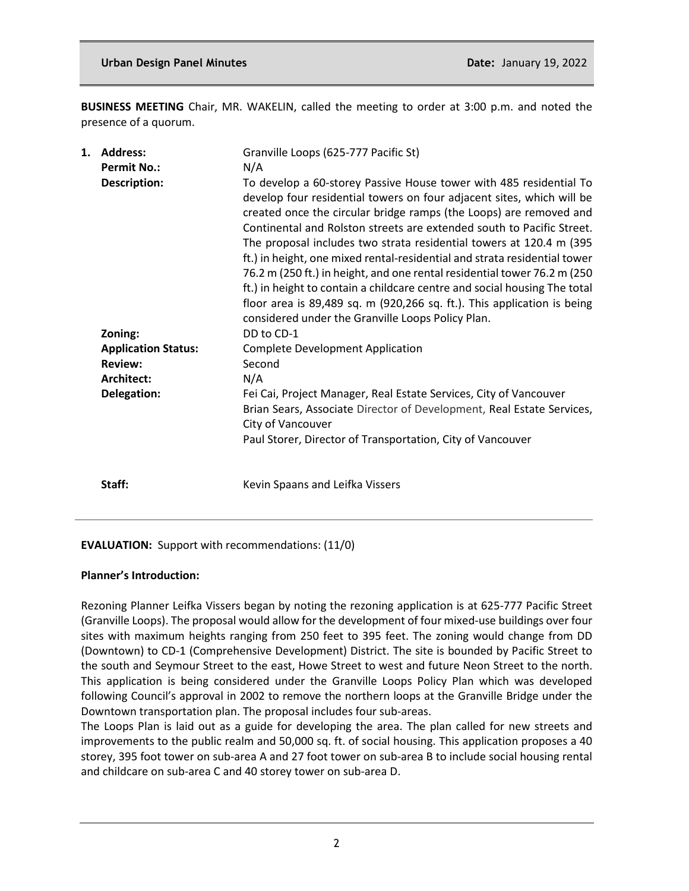**BUSINESS MEETING** Chair, MR. WAKELIN, called the meeting to order at 3:00 p.m. and noted the presence of a quorum.

1. **Address:** Granville Loops (625-777 Pacific St)
   **Permit No.:** N/A
   **Description:** To develop a 60-storey Passive House tower with 485 residential To develop four residential towers on four adjacent sites, which will be created once the circular bridge ramps (the Loops) are removed and Continental and Rolston streets are extended south to Pacific Street. The proposal includes two strata residential towers at 120.4 m (395 ft.) in height, one mixed rental-residential and strata residential tower 76.2 m (250 ft.) in height, and one rental residential tower 76.2 m (250 ft.) in height to contain a childcare centre and social housing The total floor area is 89,489 sq. m (920,266 sq. ft.). This application is being considered under the Granville Loops Policy Plan.
   **Zoning:** DD to CD-1
   **Application Status:** Complete Development Application
   **Review:** Second
   **Architect:** N/A
   **Delegation:** Fei Cai, Project Manager, Real Estate Services, City of Vancouver
   Brian Sears, Associate Director of Development, Real Estate Services, City of Vancouver
   Paul Storer, Director of Transportation, City of Vancouver

   **Staff:** Kevin Spaans and Leifka Vissers

---

**EVALUATION:** Support with recommendations: (11/0)

**Planner's Introduction:**

Rezoning Planner Leifka Vissers began by noting the rezoning application is at 625-777 Pacific Street (Granville Loops). The proposal would allow for the development of four mixed-use buildings over four sites with maximum heights ranging from 250 feet to 395 feet. The zoning would change from DD (Downtown) to CD-1 (Comprehensive Development) District. The site is bounded by Pacific Street to the south and Seymour Street to the east, Howe Street to west and future Neon Street to the north. This application is being considered under the Granville Loops Policy Plan which was developed following Council's approval in 2002 to remove the northern loops at the Granville Bridge under the Downtown transportation plan. The proposal includes four sub-areas.

The Loops Plan is laid out as a guide for developing the area. The plan called for new streets and improvements to the public realm and 50,000 sq. ft. of social housing. This application proposes a 40 storey, 395 foot tower on sub-area A and 27 foot tower on sub-area B to include social housing rental and childcare on sub-area C and 40 storey tower on sub-area D.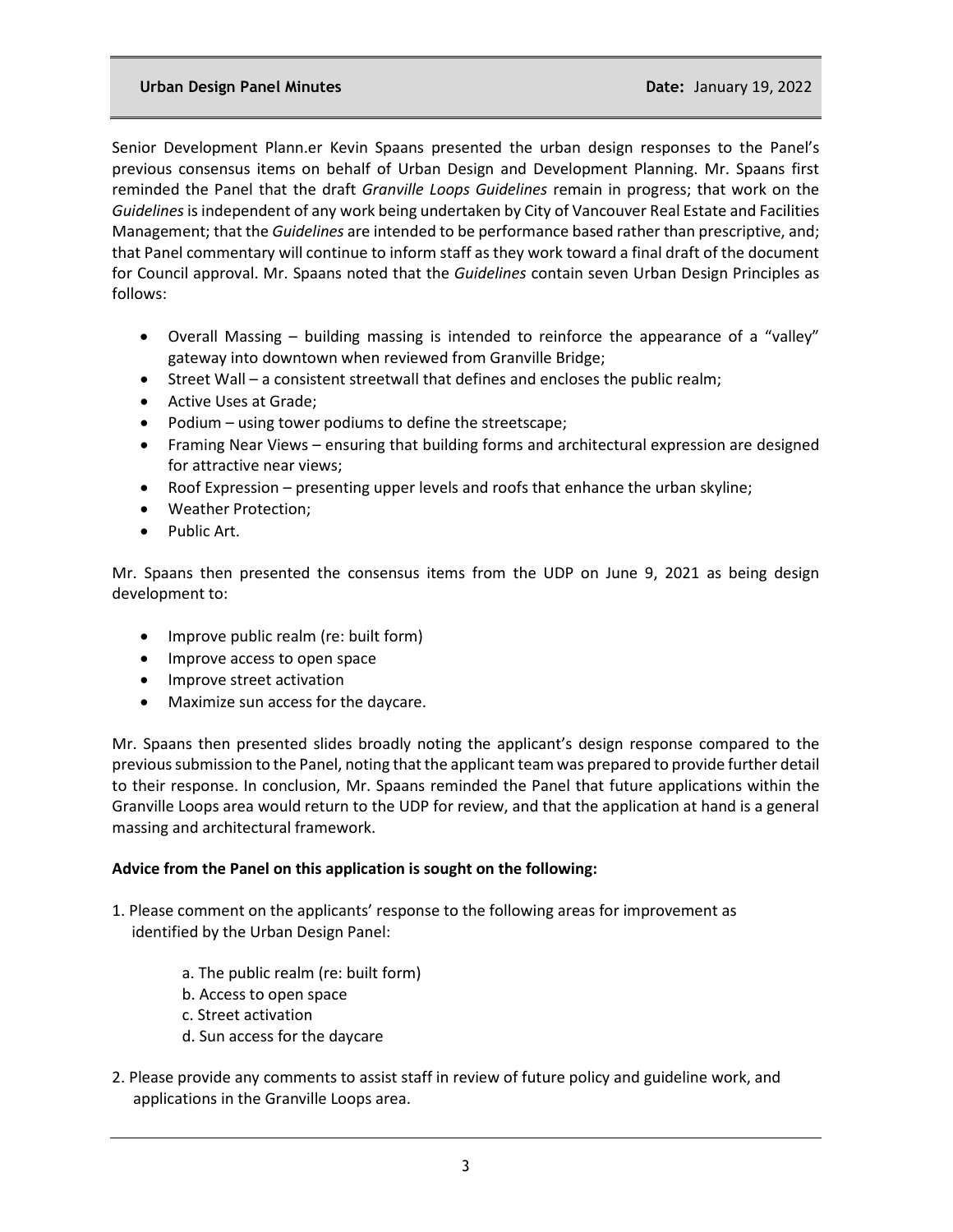Senior Development Plann.er Kevin Spaans presented the urban design responses to the Panel's previous consensus items on behalf of Urban Design and Development Planning. Mr. Spaans first reminded the Panel that the draft *Granville Loops Guidelines* remain in progress; that work on the *Guidelines* is independent of any work being undertaken by City of Vancouver Real Estate and Facilities Management; that the *Guidelines* are intended to be performance based rather than prescriptive, and; that Panel commentary will continue to inform staff as they work toward a final draft of the document for Council approval. Mr. Spaans noted that the *Guidelines* contain seven Urban Design Principles as follows:

- Overall Massing – building massing is intended to reinforce the appearance of a "valley" gateway into downtown when reviewed from Granville Bridge;
- Street Wall – a consistent streetwall that defines and encloses the public realm;
- Active Uses at Grade;
- Podium – using tower podiums to define the streetscape;
- Framing Near Views – ensuring that building forms and architectural expression are designed for attractive near views;
- Roof Expression – presenting upper levels and roofs that enhance the urban skyline;
- Weather Protection;
- Public Art.

Mr. Spaans then presented the consensus items from the UDP on June 9, 2021 as being design development to:

- Improve public realm (re: built form)
- Improve access to open space
- Improve street activation
- Maximize sun access for the daycare.

Mr. Spaans then presented slides broadly noting the applicant's design response compared to the previous submission to the Panel, noting that the applicant team was prepared to provide further detail to their response. In conclusion, Mr. Spaans reminded the Panel that future applications within the Granville Loops area would return to the UDP for review, and that the application at hand is a general massing and architectural framework.

**Advice from the Panel on this application is sought on the following:**

1. Please comment on the applicants' response to the following areas for improvement as identified by the Urban Design Panel:

    a. The public realm (re: built form)
    b. Access to open space
    c. Street activation
    d. Sun access for the daycare

2. Please provide any comments to assist staff in review of future policy and guideline work, and applications in the Granville Loops area.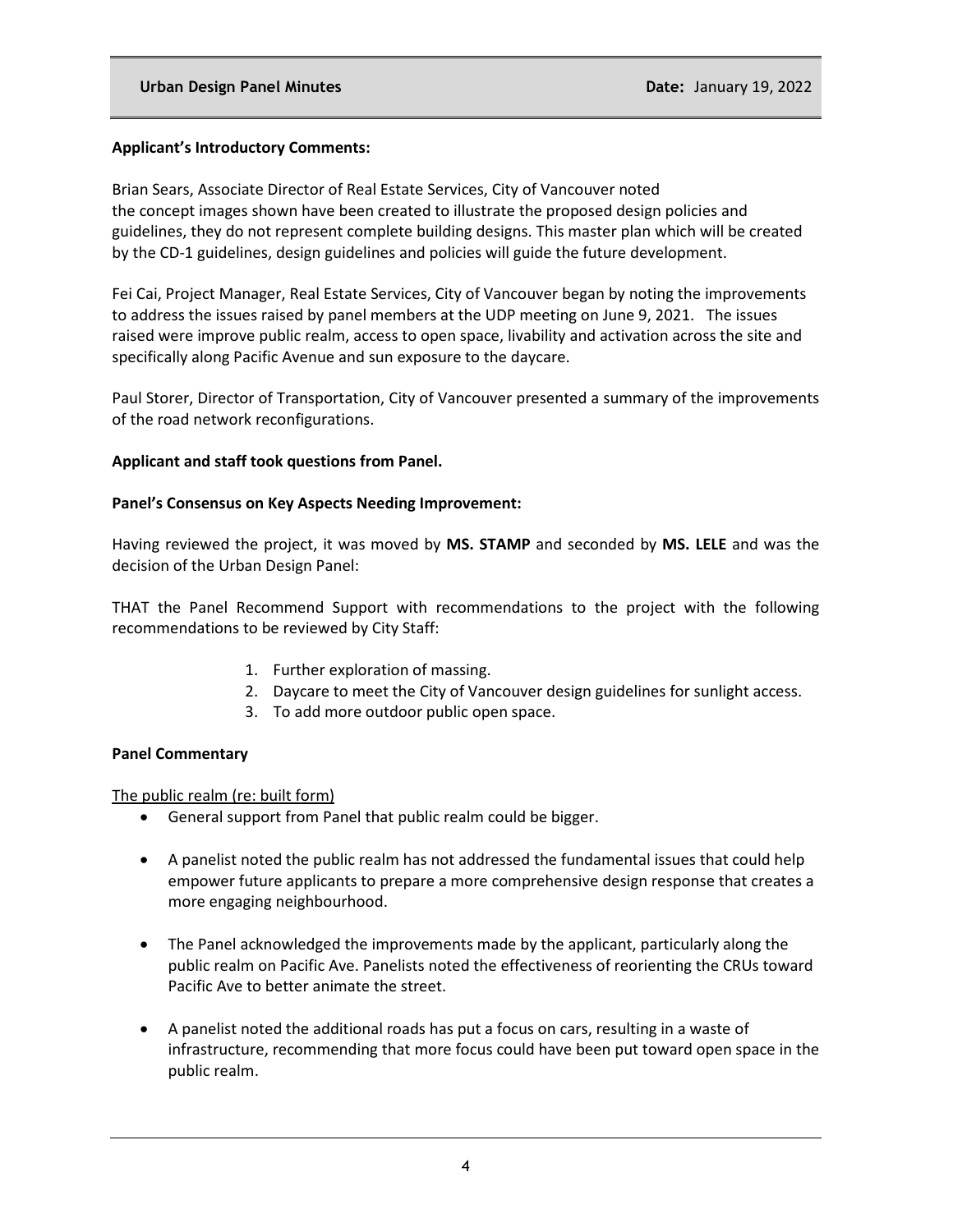**Applicant's Introductory Comments:**

Brian Sears, Associate Director of Real Estate Services, City of Vancouver noted the concept images shown have been created to illustrate the proposed design policies and guidelines, they do not represent complete building designs. This master plan which will be created by the CD-1 guidelines, design guidelines and policies will guide the future development.

Fei Cai, Project Manager, Real Estate Services, City of Vancouver began by noting the improvements to address the issues raised by panel members at the UDP meeting on June 9, 2021. The issues raised were improve public realm, access to open space, livability and activation across the site and specifically along Pacific Avenue and sun exposure to the daycare.

Paul Storer, Director of Transportation, City of Vancouver presented a summary of the improvements of the road network reconfigurations.

**Applicant and staff took questions from Panel.**

**Panel's Consensus on Key Aspects Needing Improvement:**

Having reviewed the project, it was moved by **MS. STAMP** and seconded by **MS. LELE** and was the decision of the Urban Design Panel:

THAT the Panel Recommend Support with recommendations to the project with the following recommendations to be reviewed by City Staff:

1. Further exploration of massing.
2. Daycare to meet the City of Vancouver design guidelines for sunlight access.
3. To add more outdoor public open space.

**Panel Commentary**

The public realm (re: built form)

- General support from Panel that public realm could be bigger.
- A panelist noted the public realm has not addressed the fundamental issues that could help empower future applicants to prepare a more comprehensive design response that creates a more engaging neighbourhood.
- The Panel acknowledged the improvements made by the applicant, particularly along the public realm on Pacific Ave. Panelists noted the effectiveness of reorienting the CRUs toward Pacific Ave to better animate the street.
- A panelist noted the additional roads has put a focus on cars, resulting in a waste of infrastructure, recommending that more focus could have been put toward open space in the public realm.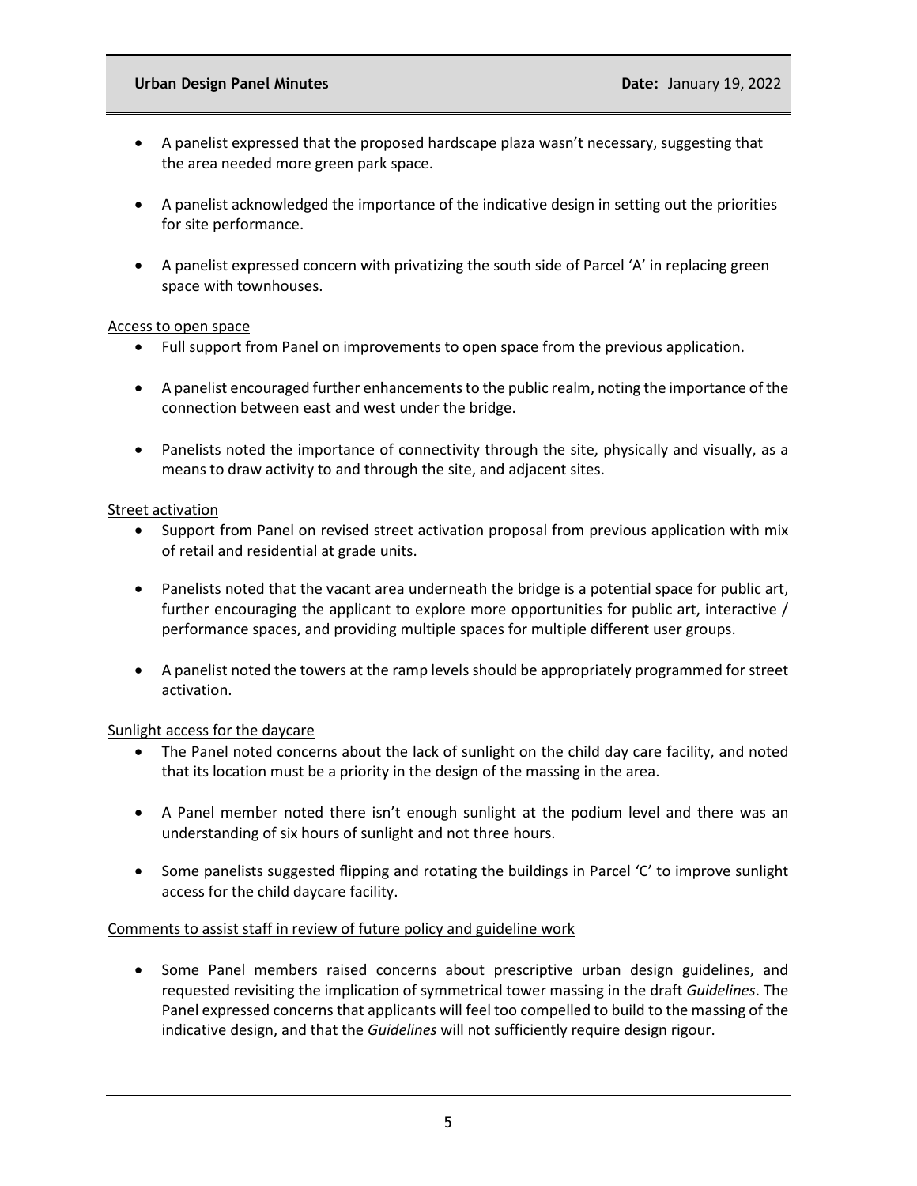- A panelist expressed that the proposed hardscape plaza wasn't necessary, suggesting that the area needed more green park space.

- A panelist acknowledged the importance of the indicative design in setting out the priorities for site performance.

- A panelist expressed concern with privatizing the south side of Parcel 'A' in replacing green space with townhouses.

Access to open space

- Full support from Panel on improvements to open space from the previous application.

- A panelist encouraged further enhancements to the public realm, noting the importance of the connection between east and west under the bridge.

- Panelists noted the importance of connectivity through the site, physically and visually, as a means to draw activity to and through the site, and adjacent sites.

Street activation

- Support from Panel on revised street activation proposal from previous application with mix of retail and residential at grade units.

- Panelists noted that the vacant area underneath the bridge is a potential space for public art, further encouraging the applicant to explore more opportunities for public art, interactive / performance spaces, and providing multiple spaces for multiple different user groups.

- A panelist noted the towers at the ramp levels should be appropriately programmed for street activation.

Sunlight access for the daycare

- The Panel noted concerns about the lack of sunlight on the child day care facility, and noted that its location must be a priority in the design of the massing in the area.

- A Panel member noted there isn't enough sunlight at the podium level and there was an understanding of six hours of sunlight and not three hours.

- Some panelists suggested flipping and rotating the buildings in Parcel 'C' to improve sunlight access for the child daycare facility.

Comments to assist staff in review of future policy and guideline work

- Some Panel members raised concerns about prescriptive urban design guidelines, and requested revisiting the implication of symmetrical tower massing in the draft *Guidelines*. The Panel expressed concerns that applicants will feel too compelled to build to the massing of the indicative design, and that the *Guidelines* will not sufficiently require design rigour.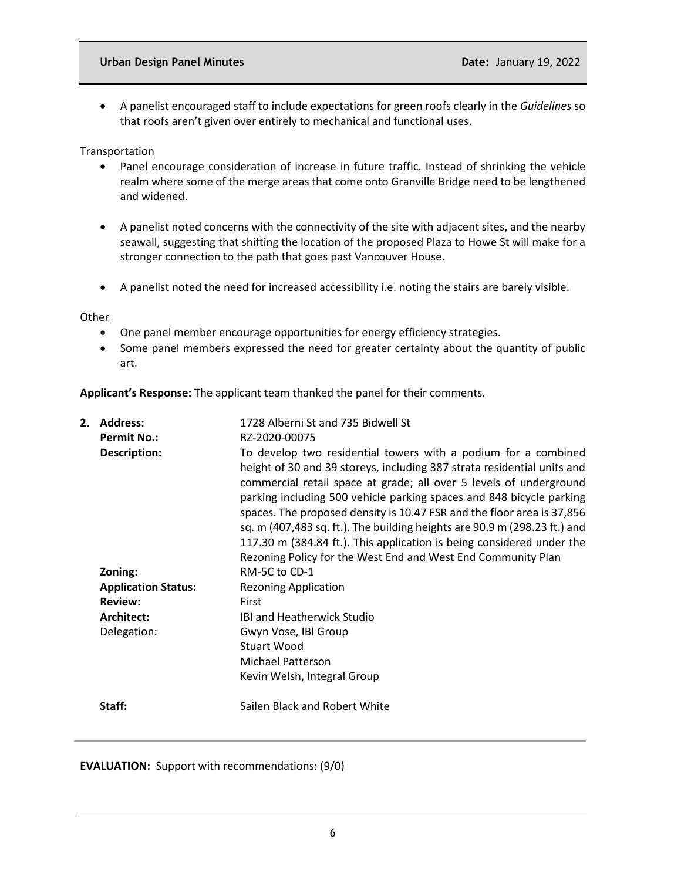- A panelist encouraged staff to include expectations for green roofs clearly in the *Guidelines* so that roofs aren't given over entirely to mechanical and functional uses.

Transportation

- Panel encourage consideration of increase in future traffic. Instead of shrinking the vehicle realm where some of the merge areas that come onto Granville Bridge need to be lengthened and widened.
- A panelist noted concerns with the connectivity of the site with adjacent sites, and the nearby seawall, suggesting that shifting the location of the proposed Plaza to Howe St will make for a stronger connection to the path that goes past Vancouver House.
- A panelist noted the need for increased accessibility i.e. noting the stairs are barely visible.

Other

- One panel member encourage opportunities for energy efficiency strategies.
- Some panel members expressed the need for greater certainty about the quantity of public art.

**Applicant's Response:** The applicant team thanked the panel for their comments.

2. **Address:** 1728 Alberni St and 735 Bidwell St
   **Permit No.:** RZ-2020-00075
   **Description:** To develop two residential towers with a podium for a combined height of 30 and 39 storeys, including 387 strata residential units and commercial retail space at grade; all over 5 levels of underground parking including 500 vehicle parking spaces and 848 bicycle parking spaces. The proposed density is 10.47 FSR and the floor area is 37,856 sq. m (407,483 sq. ft.). The building heights are 90.9 m (298.23 ft.) and 117.30 m (384.84 ft.). This application is being considered under the Rezoning Policy for the West End and West End Community Plan
   **Zoning:** RM-5C to CD-1
   **Application Status:** Rezoning Application
   **Review:** First
   **Architect:** IBI and Heatherwick Studio
   Delegation: Gwyn Vose, IBI Group
   Stuart Wood
   Michael Patterson
   Kevin Welsh, Integral Group

   **Staff:** Sailen Black and Robert White

**EVALUATION:** Support with recommendations: (9/0)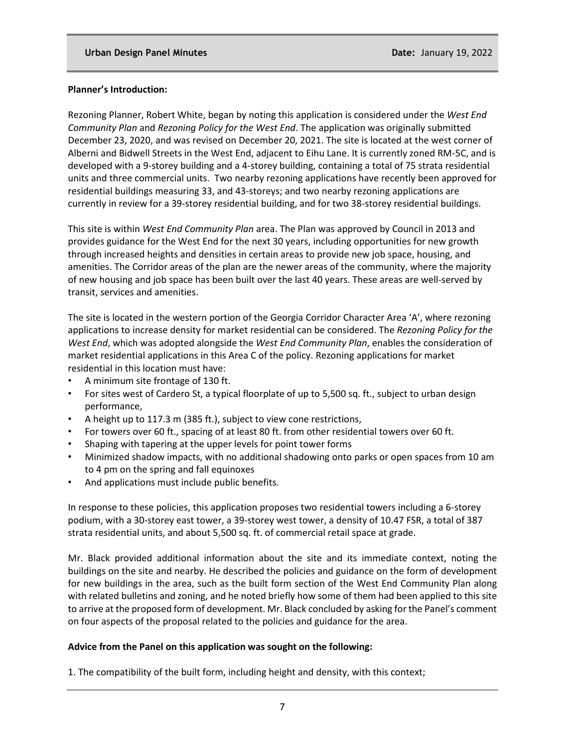**Planner's Introduction:**

Rezoning Planner, Robert White, began by noting this application is considered under the *West End Community Plan* and *Rezoning Policy for the West End*. The application was originally submitted December 23, 2020, and was revised on December 20, 2021. The site is located at the west corner of Alberni and Bidwell Streets in the West End, adjacent to Eihu Lane. It is currently zoned RM-5C, and is developed with a 9-storey building and a 4-storey building, containing a total of 75 strata residential units and three commercial units. Two nearby rezoning applications have recently been approved for residential buildings measuring 33, and 43-storeys; and two nearby rezoning applications are currently in review for a 39-storey residential building, and for two 38-storey residential buildings.

This site is within *West End Community Plan* area. The Plan was approved by Council in 2013 and provides guidance for the West End for the next 30 years, including opportunities for new growth through increased heights and densities in certain areas to provide new job space, housing, and amenities. The Corridor areas of the plan are the newer areas of the community, where the majority of new housing and job space has been built over the last 40 years. These areas are well-served by transit, services and amenities.

The site is located in the western portion of the Georgia Corridor Character Area 'A', where rezoning applications to increase density for market residential can be considered. The *Rezoning Policy for the West End*, which was adopted alongside the *West End Community Plan*, enables the consideration of market residential applications in this Area C of the policy. Rezoning applications for market residential in this location must have:

- A minimum site frontage of 130 ft.
- For sites west of Cardero St, a typical floorplate of up to 5,500 sq. ft., subject to urban design performance,
- A height up to 117.3 m (385 ft.), subject to view cone restrictions,
- For towers over 60 ft., spacing of at least 80 ft. from other residential towers over 60 ft.
- Shaping with tapering at the upper levels for point tower forms
- Minimized shadow impacts, with no additional shadowing onto parks or open spaces from 10 am to 4 pm on the spring and fall equinoxes
- And applications must include public benefits.

In response to these policies, this application proposes two residential towers including a 6-storey podium, with a 30-storey east tower, a 39-storey west tower, a density of 10.47 FSR, a total of 387 strata residential units, and about 5,500 sq. ft. of commercial retail space at grade.

Mr. Black provided additional information about the site and its immediate context, noting the buildings on the site and nearby. He described the policies and guidance on the form of development for new buildings in the area, such as the built form section of the West End Community Plan along with related bulletins and zoning, and he noted briefly how some of them had been applied to this site to arrive at the proposed form of development. Mr. Black concluded by asking for the Panel's comment on four aspects of the proposal related to the policies and guidance for the area.

**Advice from the Panel on this application was sought on the following:**

1. The compatibility of the built form, including height and density, with this context;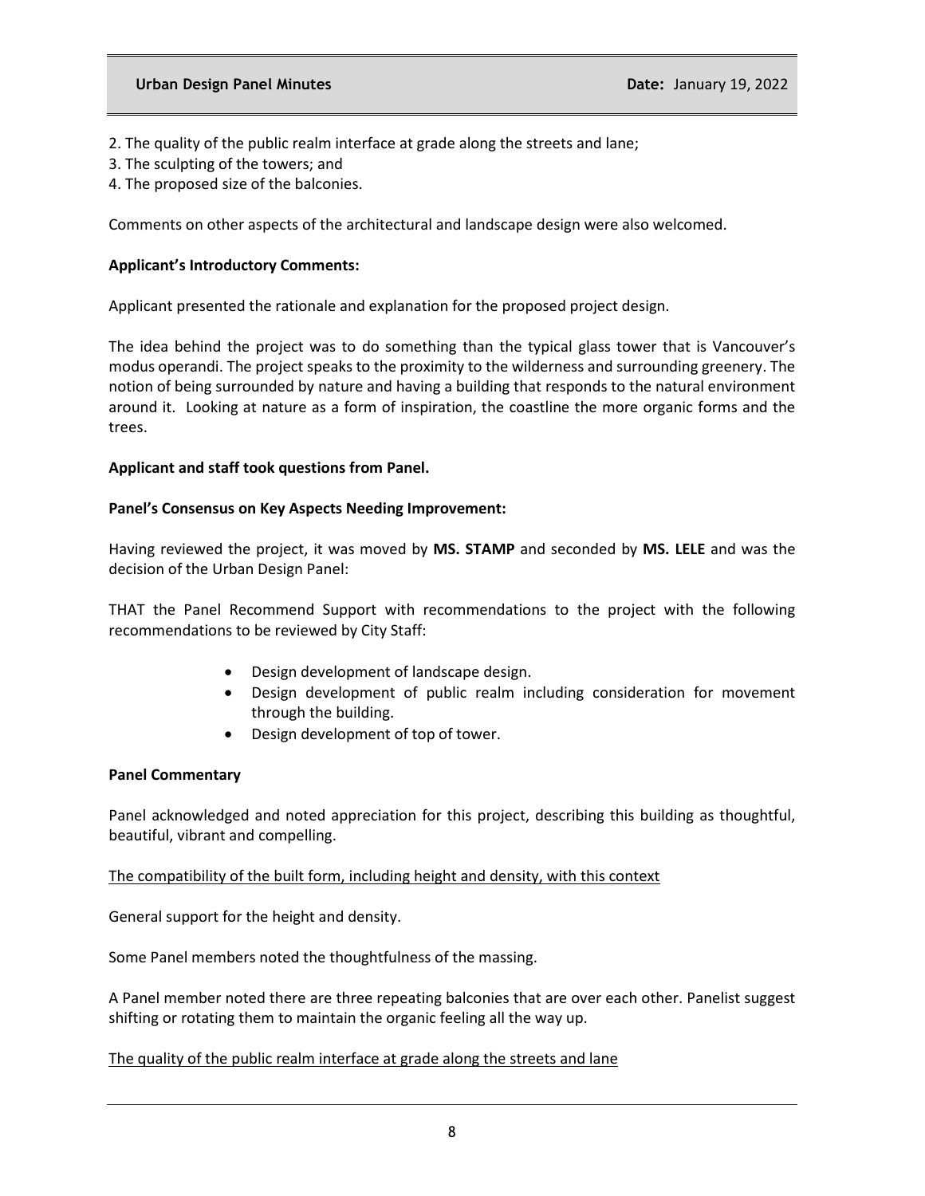2. The quality of the public realm interface at grade along the streets and lane;
3. The sculpting of the towers; and
4. The proposed size of the balconies.

Comments on other aspects of the architectural and landscape design were also welcomed.

**Applicant's Introductory Comments:**

Applicant presented the rationale and explanation for the proposed project design.

The idea behind the project was to do something than the typical glass tower that is Vancouver's modus operandi. The project speaks to the proximity to the wilderness and surrounding greenery. The notion of being surrounded by nature and having a building that responds to the natural environment around it. Looking at nature as a form of inspiration, the coastline the more organic forms and the trees.

**Applicant and staff took questions from Panel.**

**Panel's Consensus on Key Aspects Needing Improvement:**

Having reviewed the project, it was moved by **MS. STAMP** and seconded by **MS. LELE** and was the decision of the Urban Design Panel:

THAT the Panel Recommend Support with recommendations to the project with the following recommendations to be reviewed by City Staff:

- Design development of landscape design.
- Design development of public realm including consideration for movement through the building.
- Design development of top of tower.

**Panel Commentary**

Panel acknowledged and noted appreciation for this project, describing this building as thoughtful, beautiful, vibrant and compelling.

The compatibility of the built form, including height and density, with this context

General support for the height and density.

Some Panel members noted the thoughtfulness of the massing.

A Panel member noted there are three repeating balconies that are over each other. Panelist suggest shifting or rotating them to maintain the organic feeling all the way up.

The quality of the public realm interface at grade along the streets and lane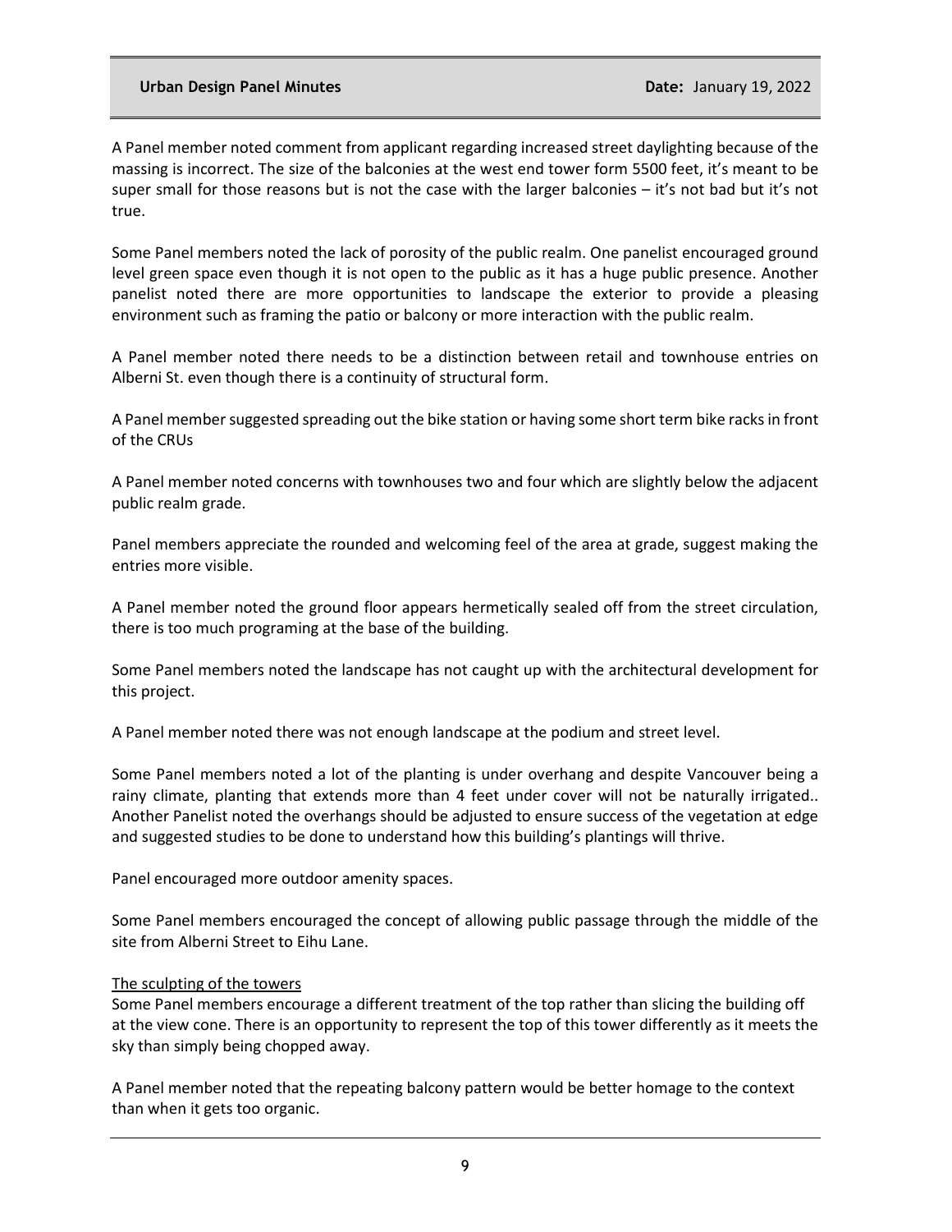A Panel member noted comment from applicant regarding increased street daylighting because of the massing is incorrect. The size of the balconies at the west end tower form 5500 feet, it's meant to be super small for those reasons but is not the case with the larger balconies – it's not bad but it's not true.

Some Panel members noted the lack of porosity of the public realm. One panelist encouraged ground level green space even though it is not open to the public as it has a huge public presence. Another panelist noted there are more opportunities to landscape the exterior to provide a pleasing environment such as framing the patio or balcony or more interaction with the public realm.

A Panel member noted there needs to be a distinction between retail and townhouse entries on Alberni St. even though there is a continuity of structural form.

A Panel member suggested spreading out the bike station or having some short term bike racks in front of the CRUs

A Panel member noted concerns with townhouses two and four which are slightly below the adjacent public realm grade.

Panel members appreciate the rounded and welcoming feel of the area at grade, suggest making the entries more visible.

A Panel member noted the ground floor appears hermetically sealed off from the street circulation, there is too much programing at the base of the building.

Some Panel members noted the landscape has not caught up with the architectural development for this project.

A Panel member noted there was not enough landscape at the podium and street level.

Some Panel members noted a lot of the planting is under overhang and despite Vancouver being a rainy climate, planting that extends more than 4 feet under cover will not be naturally irrigated.. Another Panelist noted the overhangs should be adjusted to ensure success of the vegetation at edge and suggested studies to be done to understand how this building's plantings will thrive.

Panel encouraged more outdoor amenity spaces.

Some Panel members encouraged the concept of allowing public passage through the middle of the site from Alberni Street to Eihu Lane.

<u>The sculpting of the towers</u>

Some Panel members encourage a different treatment of the top rather than slicing the building off at the view cone. There is an opportunity to represent the top of this tower differently as it meets the sky than simply being chopped away.

A Panel member noted that the repeating balcony pattern would be better homage to the context than when it gets too organic.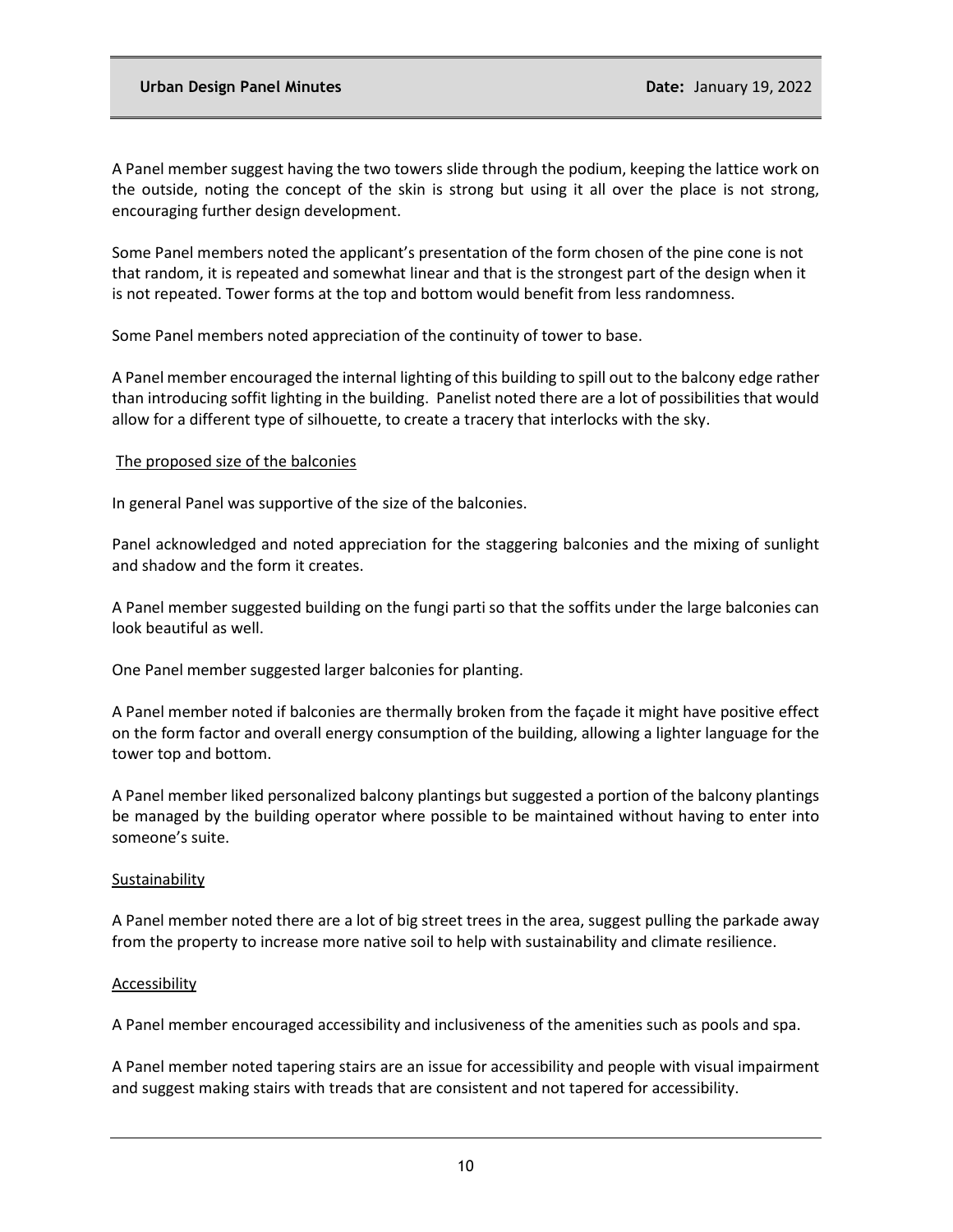A Panel member suggest having the two towers slide through the podium, keeping the lattice work on the outside, noting the concept of the skin is strong but using it all over the place is not strong, encouraging further design development.

Some Panel members noted the applicant's presentation of the form chosen of the pine cone is not that random, it is repeated and somewhat linear and that is the strongest part of the design when it is not repeated. Tower forms at the top and bottom would benefit from less randomness.

Some Panel members noted appreciation of the continuity of tower to base.

A Panel member encouraged the internal lighting of this building to spill out to the balcony edge rather than introducing soffit lighting in the building. Panelist noted there are a lot of possibilities that would allow for a different type of silhouette, to create a tracery that interlocks with the sky.

The proposed size of the balconies

In general Panel was supportive of the size of the balconies.

Panel acknowledged and noted appreciation for the staggering balconies and the mixing of sunlight and shadow and the form it creates.

A Panel member suggested building on the fungi parti so that the soffits under the large balconies can look beautiful as well.

One Panel member suggested larger balconies for planting.

A Panel member noted if balconies are thermally broken from the façade it might have positive effect on the form factor and overall energy consumption of the building, allowing a lighter language for the tower top and bottom.

A Panel member liked personalized balcony plantings but suggested a portion of the balcony plantings be managed by the building operator where possible to be maintained without having to enter into someone's suite.

Sustainability

A Panel member noted there are a lot of big street trees in the area, suggest pulling the parkade away from the property to increase more native soil to help with sustainability and climate resilience.

Accessibility

A Panel member encouraged accessibility and inclusiveness of the amenities such as pools and spa.

A Panel member noted tapering stairs are an issue for accessibility and people with visual impairment and suggest making stairs with treads that are consistent and not tapered for accessibility.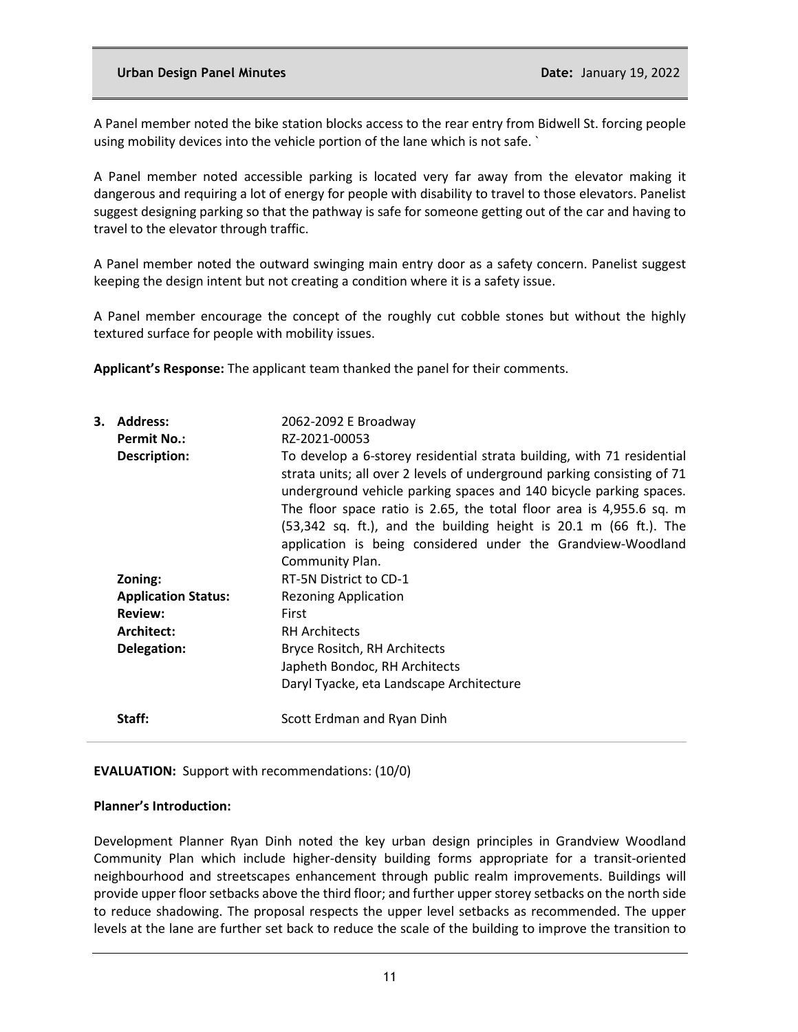A Panel member noted the bike station blocks access to the rear entry from Bidwell St. forcing people using mobility devices into the vehicle portion of the lane which is not safe. `

A Panel member noted accessible parking is located very far away from the elevator making it dangerous and requiring a lot of energy for people with disability to travel to those elevators. Panelist suggest designing parking so that the pathway is safe for someone getting out of the car and having to travel to the elevator through traffic.

A Panel member noted the outward swinging main entry door as a safety concern. Panelist suggest keeping the design intent but not creating a condition where it is a safety issue.

A Panel member encourage the concept of the roughly cut cobble stones but without the highly textured surface for people with mobility issues.

**Applicant's Response:** The applicant team thanked the panel for their comments.

| | |
|---|---|
| **3. Address:** | 2062-2092 E Broadway |
| **Permit No.:** | RZ-2021-00053 |
| **Description:** | To develop a 6-storey residential strata building, with 71 residential strata units; all over 2 levels of underground parking consisting of 71 underground vehicle parking spaces and 140 bicycle parking spaces. The floor space ratio is 2.65, the total floor area is 4,955.6 sq. m (53,342 sq. ft.), and the building height is 20.1 m (66 ft.). The application is being considered under the Grandview-Woodland Community Plan. |
| **Zoning:** | RT-5N District to CD-1 |
| **Application Status:** | Rezoning Application |
| **Review:** | First |
| **Architect:** | RH Architects |
| **Delegation:** | Bryce Rositch, RH Architects<br>Japheth Bondoc, RH Architects<br>Daryl Tyacke, eta Landscape Architecture |
| **Staff:** | Scott Erdman and Ryan Dinh |

**EVALUATION:** Support with recommendations: (10/0)

**Planner's Introduction:**

Development Planner Ryan Dinh noted the key urban design principles in Grandview Woodland Community Plan which include higher-density building forms appropriate for a transit-oriented neighbourhood and streetscapes enhancement through public realm improvements. Buildings will provide upper floor setbacks above the third floor; and further upper storey setbacks on the north side to reduce shadowing. The proposal respects the upper level setbacks as recommended. The upper levels at the lane are further set back to reduce the scale of the building to improve the transition to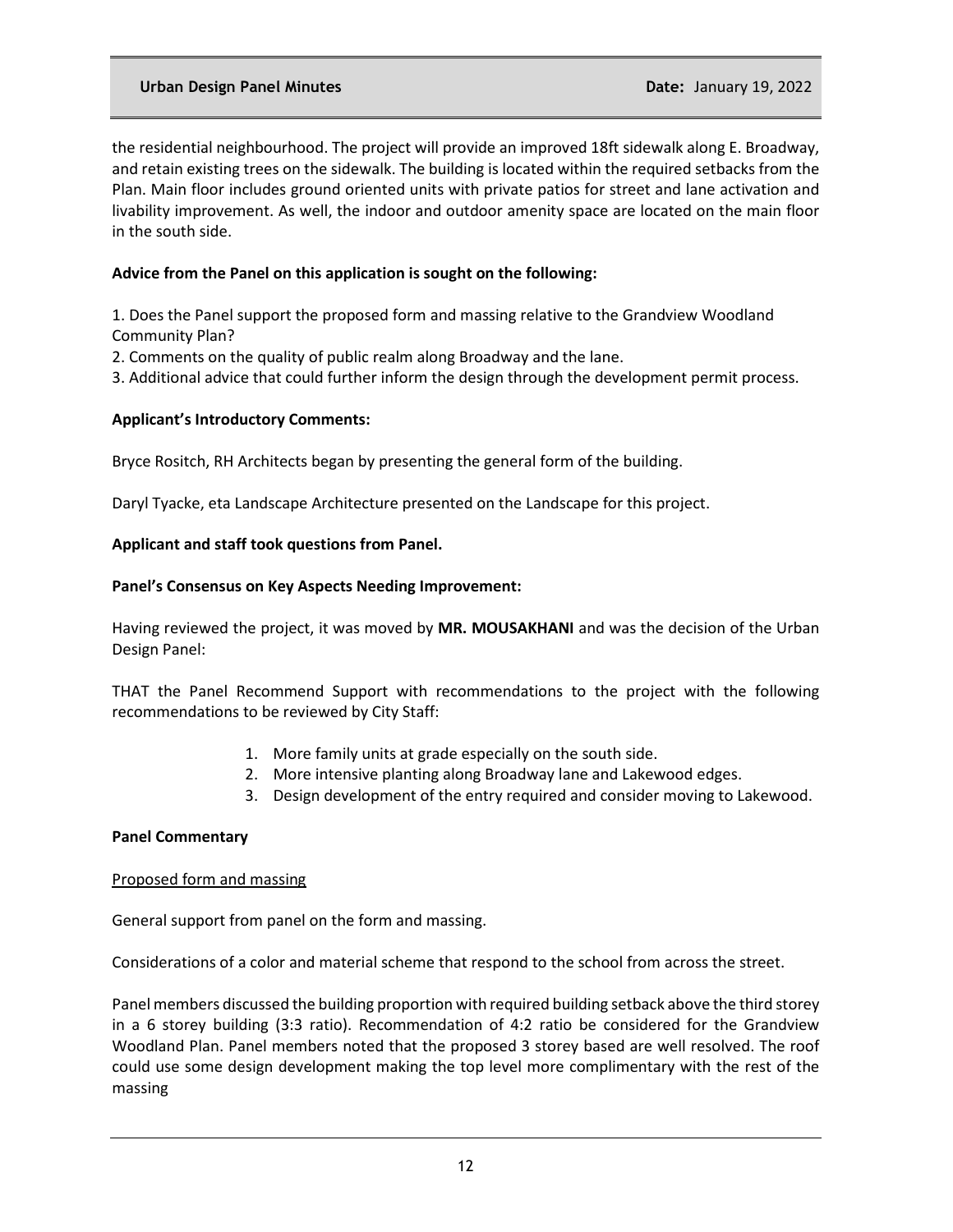the residential neighbourhood. The project will provide an improved 18ft sidewalk along E. Broadway, and retain existing trees on the sidewalk. The building is located within the required setbacks from the Plan. Main floor includes ground oriented units with private patios for street and lane activation and livability improvement. As well, the indoor and outdoor amenity space are located on the main floor in the south side.

**Advice from the Panel on this application is sought on the following:**

1. Does the Panel support the proposed form and massing relative to the Grandview Woodland Community Plan?
2. Comments on the quality of public realm along Broadway and the lane.
3. Additional advice that could further inform the design through the development permit process.

**Applicant's Introductory Comments:**

Bryce Rositch, RH Architects began by presenting the general form of the building.

Daryl Tyacke, eta Landscape Architecture presented on the Landscape for this project.

**Applicant and staff took questions from Panel.**

**Panel's Consensus on Key Aspects Needing Improvement:**

Having reviewed the project, it was moved by **MR. MOUSAKHANI** and was the decision of the Urban Design Panel:

THAT the Panel Recommend Support with recommendations to the project with the following recommendations to be reviewed by City Staff:

1. More family units at grade especially on the south side.
2. More intensive planting along Broadway lane and Lakewood edges.
3. Design development of the entry required and consider moving to Lakewood.

**Panel Commentary**

<u>Proposed form and massing</u>

General support from panel on the form and massing.

Considerations of a color and material scheme that respond to the school from across the street.

Panel members discussed the building proportion with required building setback above the third storey in a 6 storey building (3:3 ratio). Recommendation of 4:2 ratio be considered for the Grandview Woodland Plan. Panel members noted that the proposed 3 storey based are well resolved. The roof could use some design development making the top level more complimentary with the rest of the massing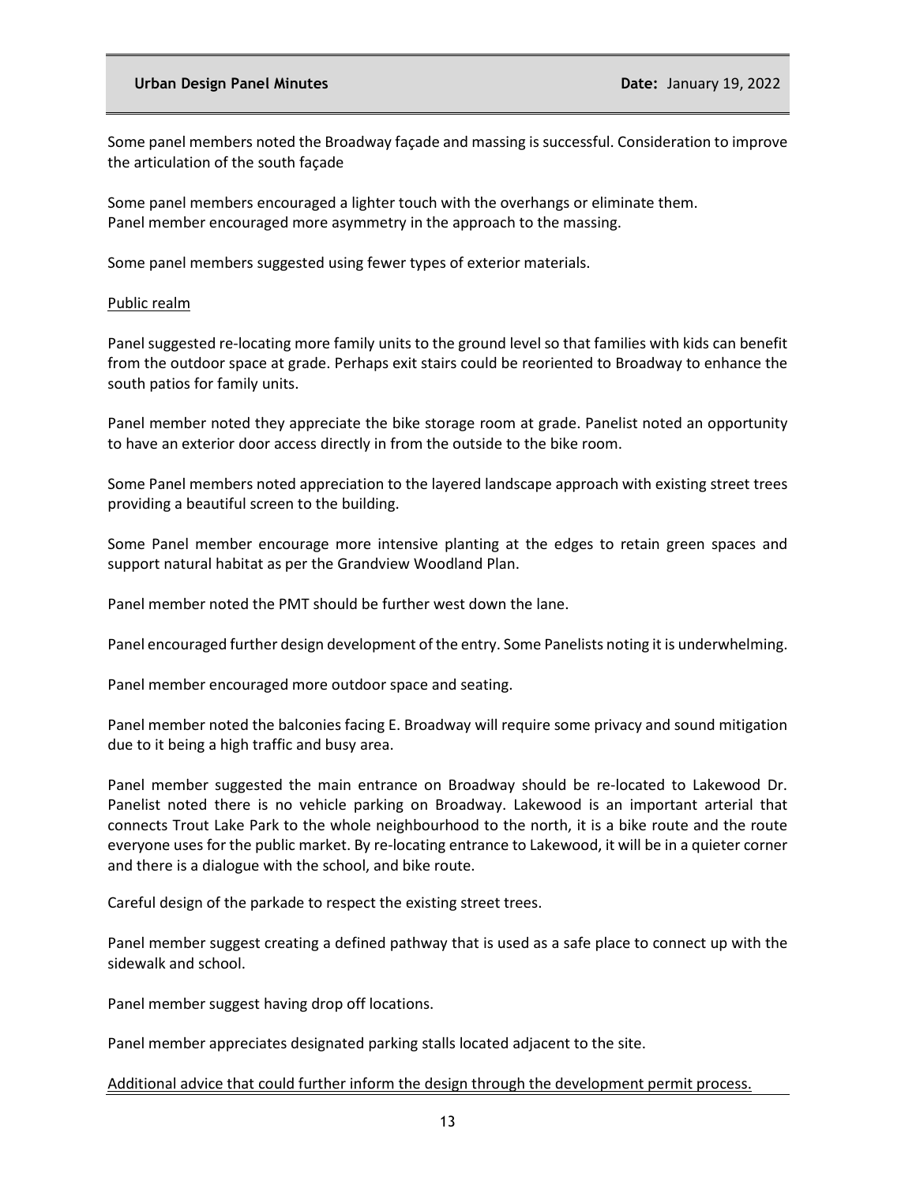Some panel members noted the Broadway façade and massing is successful. Consideration to improve the articulation of the south façade

Some panel members encouraged a lighter touch with the overhangs or eliminate them.
Panel member encouraged more asymmetry in the approach to the massing.

Some panel members suggested using fewer types of exterior materials.

<u>Public realm</u>

Panel suggested re-locating more family units to the ground level so that families with kids can benefit from the outdoor space at grade. Perhaps exit stairs could be reoriented to Broadway to enhance the south patios for family units.

Panel member noted they appreciate the bike storage room at grade. Panelist noted an opportunity to have an exterior door access directly in from the outside to the bike room.

Some Panel members noted appreciation to the layered landscape approach with existing street trees providing a beautiful screen to the building.

Some Panel member encourage more intensive planting at the edges to retain green spaces and support natural habitat as per the Grandview Woodland Plan.

Panel member noted the PMT should be further west down the lane.

Panel encouraged further design development of the entry. Some Panelists noting it is underwhelming.

Panel member encouraged more outdoor space and seating.

Panel member noted the balconies facing E. Broadway will require some privacy and sound mitigation due to it being a high traffic and busy area.

Panel member suggested the main entrance on Broadway should be re-located to Lakewood Dr. Panelist noted there is no vehicle parking on Broadway. Lakewood is an important arterial that connects Trout Lake Park to the whole neighbourhood to the north, it is a bike route and the route everyone uses for the public market. By re-locating entrance to Lakewood, it will be in a quieter corner and there is a dialogue with the school, and bike route.

Careful design of the parkade to respect the existing street trees.

Panel member suggest creating a defined pathway that is used as a safe place to connect up with the sidewalk and school.

Panel member suggest having drop off locations.

Panel member appreciates designated parking stalls located adjacent to the site.

<u>Additional advice that could further inform the design through the development permit process.</u>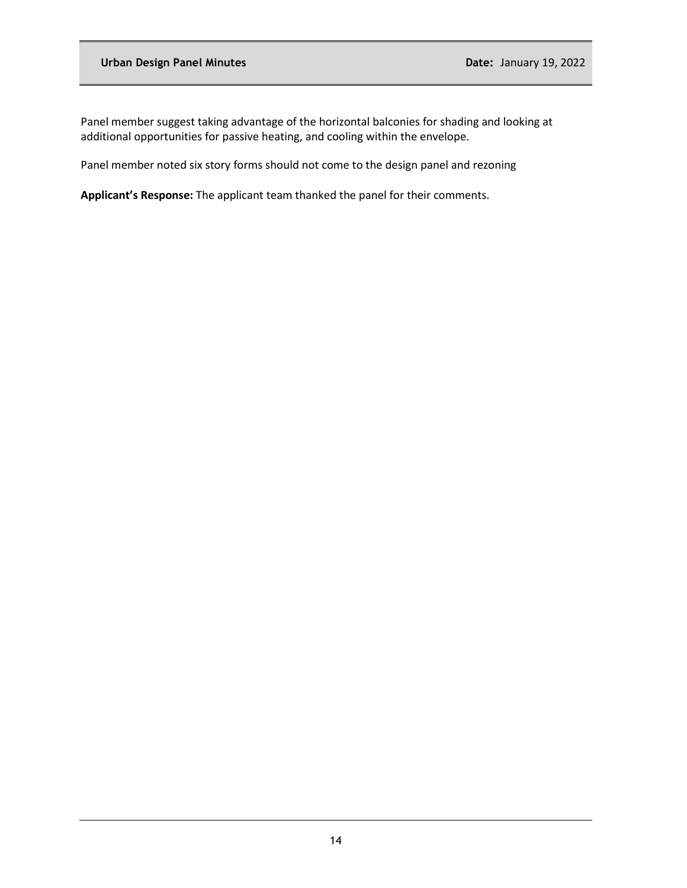Panel member suggest taking advantage of the horizontal balconies for shading and looking at additional opportunities for passive heating, and cooling within the envelope.

Panel member noted six story forms should not come to the design panel and rezoning

**Applicant's Response:** The applicant team thanked the panel for their comments.